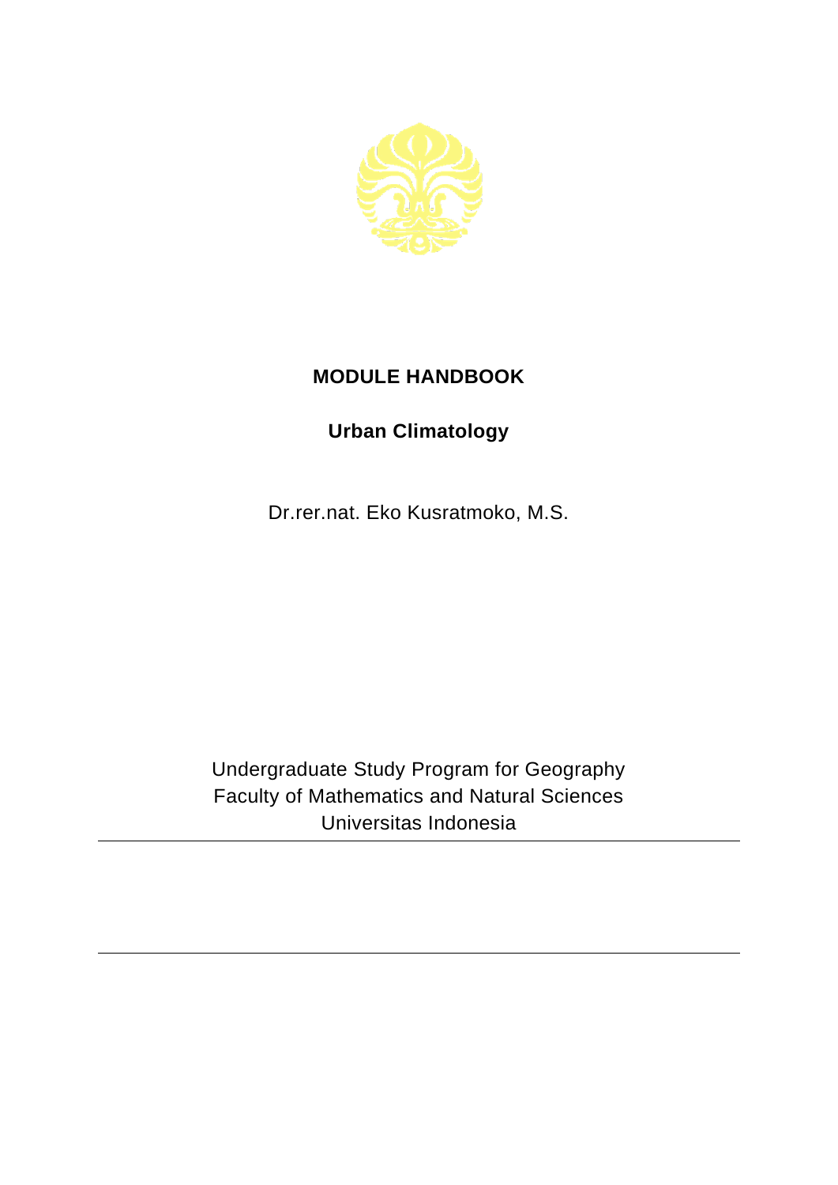# MODULE HANDBOOK

## Urban Climatology

Dr.rer.nat. Eko Kusratmoko, M.S.

Undergraduate Study Program for Geography
Faculty of Mathematics and Natural Sciences
Universitas Indonesia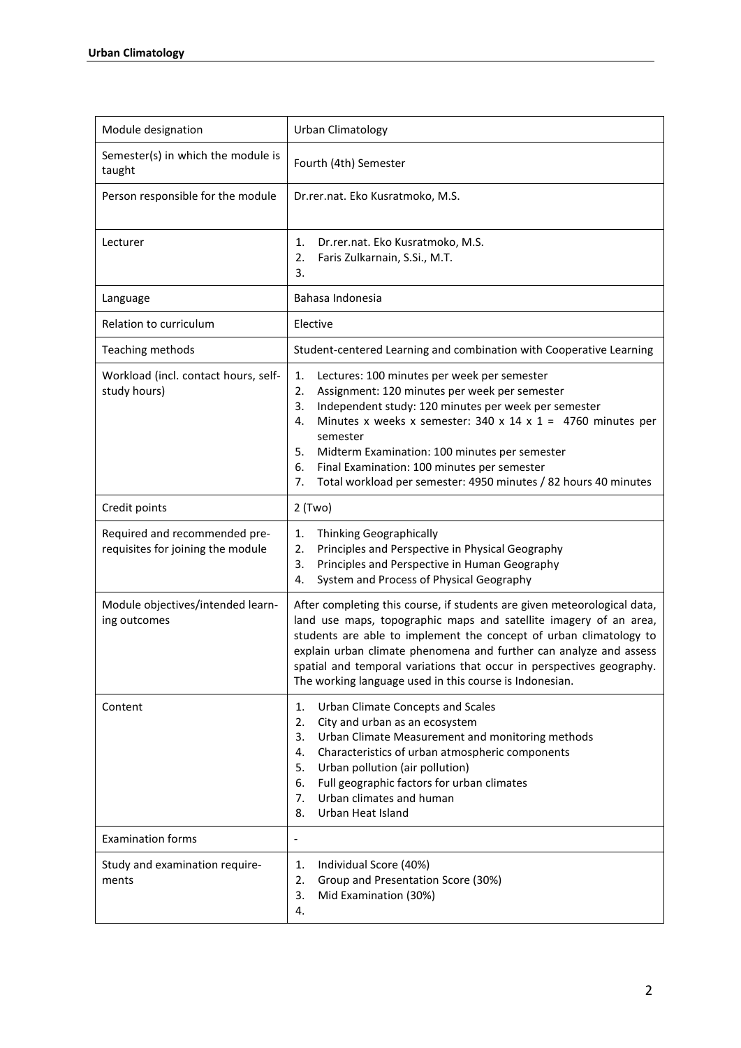| Module designation | Urban Climatology |
| --- | --- |
| Semester(s) in which the module is taught | Fourth (4th) Semester |
| Person responsible for the module | Dr.rer.nat. Eko Kusratmoko, M.S. |
| Lecturer | 1. Dr.rer.nat. Eko Kusratmoko, M.S.<br>2. Faris Zulkarnain, S.Si., M.T.<br>3. |
| Language | Bahasa Indonesia |
| Relation to curriculum | Elective |
| Teaching methods | Student-centered Learning and combination with Cooperative Learning |
| Workload (incl. contact hours, self-study hours) | 1. Lectures: 100 minutes per week per semester<br>2. Assignment: 120 minutes per week per semester<br>3. Independent study: 120 minutes per week per semester<br>4. Minutes x weeks x semester: 340 x 14 x 1 = 4760 minutes per semester<br>5. Midterm Examination: 100 minutes per semester<br>6. Final Examination: 100 minutes per semester<br>7. Total workload per semester: 4950 minutes / 82 hours 40 minutes |
| Credit points | 2 (Two) |
| Required and recommended pre-requisites for joining the module | 1. Thinking Geographically<br>2. Principles and Perspective in Physical Geography<br>3. Principles and Perspective in Human Geography<br>4. System and Process of Physical Geography |
| Module objectives/intended learning outcomes | After completing this course, if students are given meteorological data, land use maps, topographic maps and satellite imagery of an area, students are able to implement the concept of urban climatology to explain urban climate phenomena and further can analyze and assess spatial and temporal variations that occur in perspectives geography. The working language used in this course is Indonesian. |
| Content | 1. Urban Climate Concepts and Scales<br>2. City and urban as an ecosystem<br>3. Urban Climate Measurement and monitoring methods<br>4. Characteristics of urban atmospheric components<br>5. Urban pollution (air pollution)<br>6. Full geographic factors for urban climates<br>7. Urban climates and human<br>8. Urban Heat Island |
| Examination forms | - |
| Study and examination requirements | 1. Individual Score (40%)<br>2. Group and Presentation Score (30%)<br>3. Mid Examination (30%)<br>4. |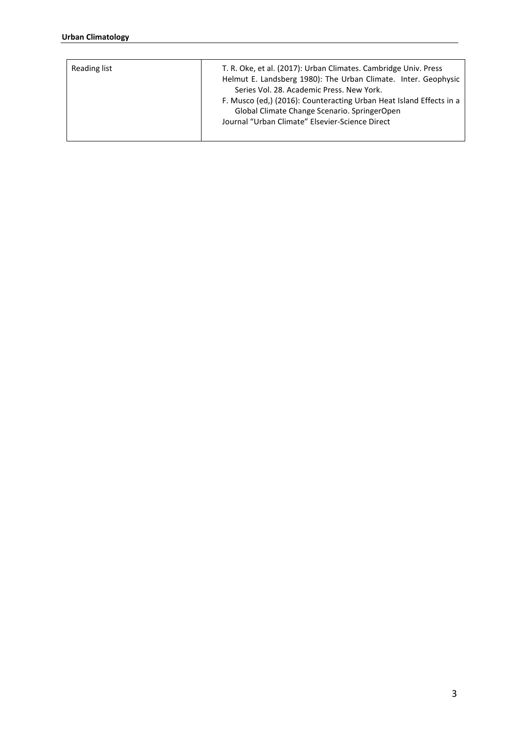| | |
|---|---|
| Reading list | T. R. Oke, et al. (2017): Urban Climates. Cambridge Univ. Press<br>Helmut E. Landsberg 1980): The Urban Climate. Inter. Geophysic Series Vol. 28. Academic Press. New York.<br>F. Musco (ed,) (2016): Counteracting Urban Heat Island Effects in a Global Climate Change Scenario. SpringerOpen<br>Journal "Urban Climate" Elsevier-Science Direct |